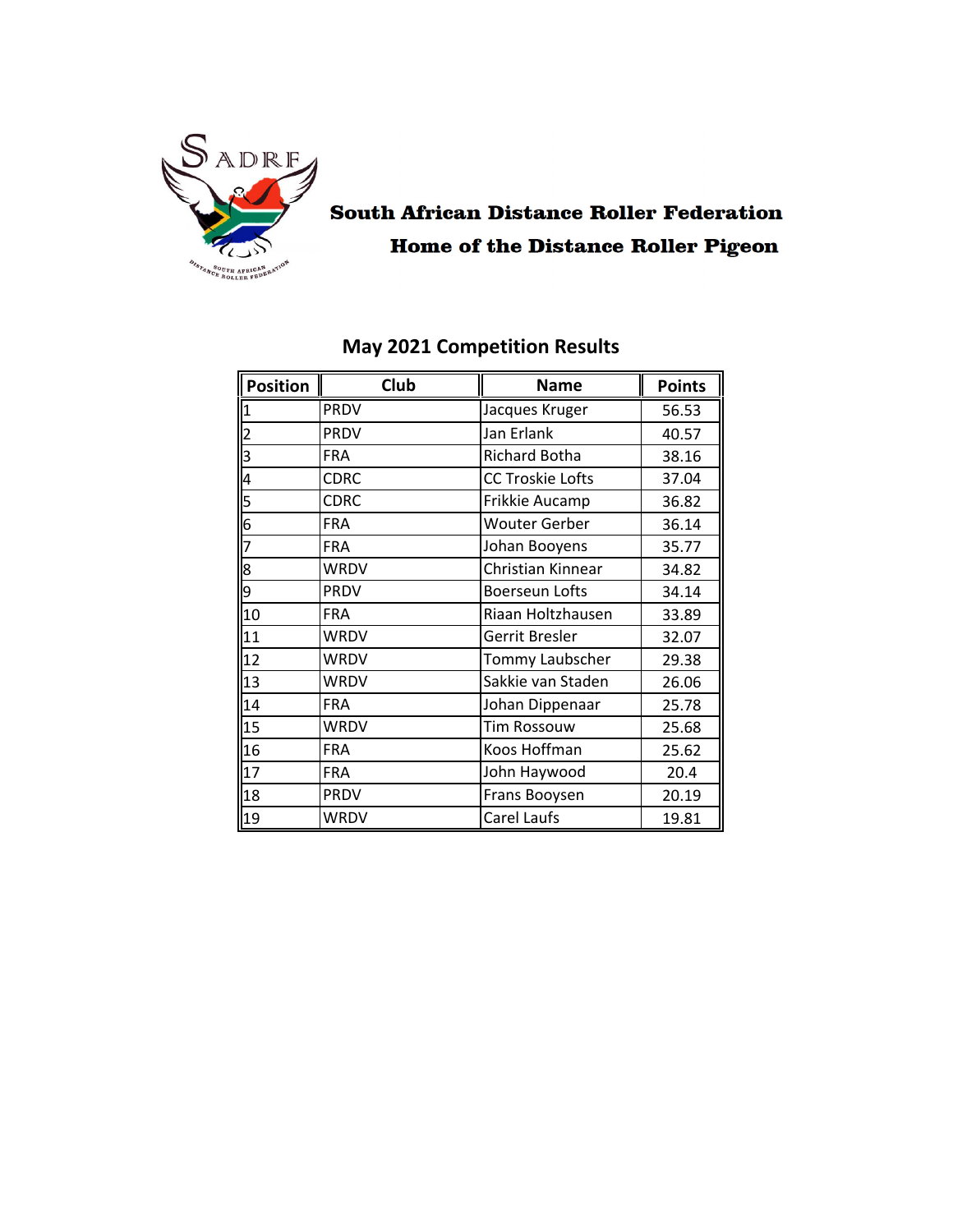**South African Distance Roller Federation**

**Home of the Distance Roller Pigeon**

## May 2021 Competition Results

| Position | Club | Name | Points |
|---|---|---|---|
| 1 | PRDV | Jacques Kruger | 56.53 |
| 2 | PRDV | Jan Erlank | 40.57 |
| 3 | FRA | Richard Botha | 38.16 |
| 4 | CDRC | CC Troskie Lofts | 37.04 |
| 5 | CDRC | Frikkie Aucamp | 36.82 |
| 6 | FRA | Wouter Gerber | 36.14 |
| 7 | FRA | Johan Booyens | 35.77 |
| 8 | WRDV | Christian Kinnear | 34.82 |
| 9 | PRDV | Boerseun Lofts | 34.14 |
| 10 | FRA | Riaan Holtzhausen | 33.89 |
| 11 | WRDV | Gerrit Bresler | 32.07 |
| 12 | WRDV | Tommy Laubscher | 29.38 |
| 13 | WRDV | Sakkie van Staden | 26.06 |
| 14 | FRA | Johan Dippenaar | 25.78 |
| 15 | WRDV | Tim Rossouw | 25.68 |
| 16 | FRA | Koos Hoffman | 25.62 |
| 17 | FRA | John Haywood | 20.4 |
| 18 | PRDV | Frans Booysen | 20.19 |
| 19 | WRDV | Carel Laufs | 19.81 |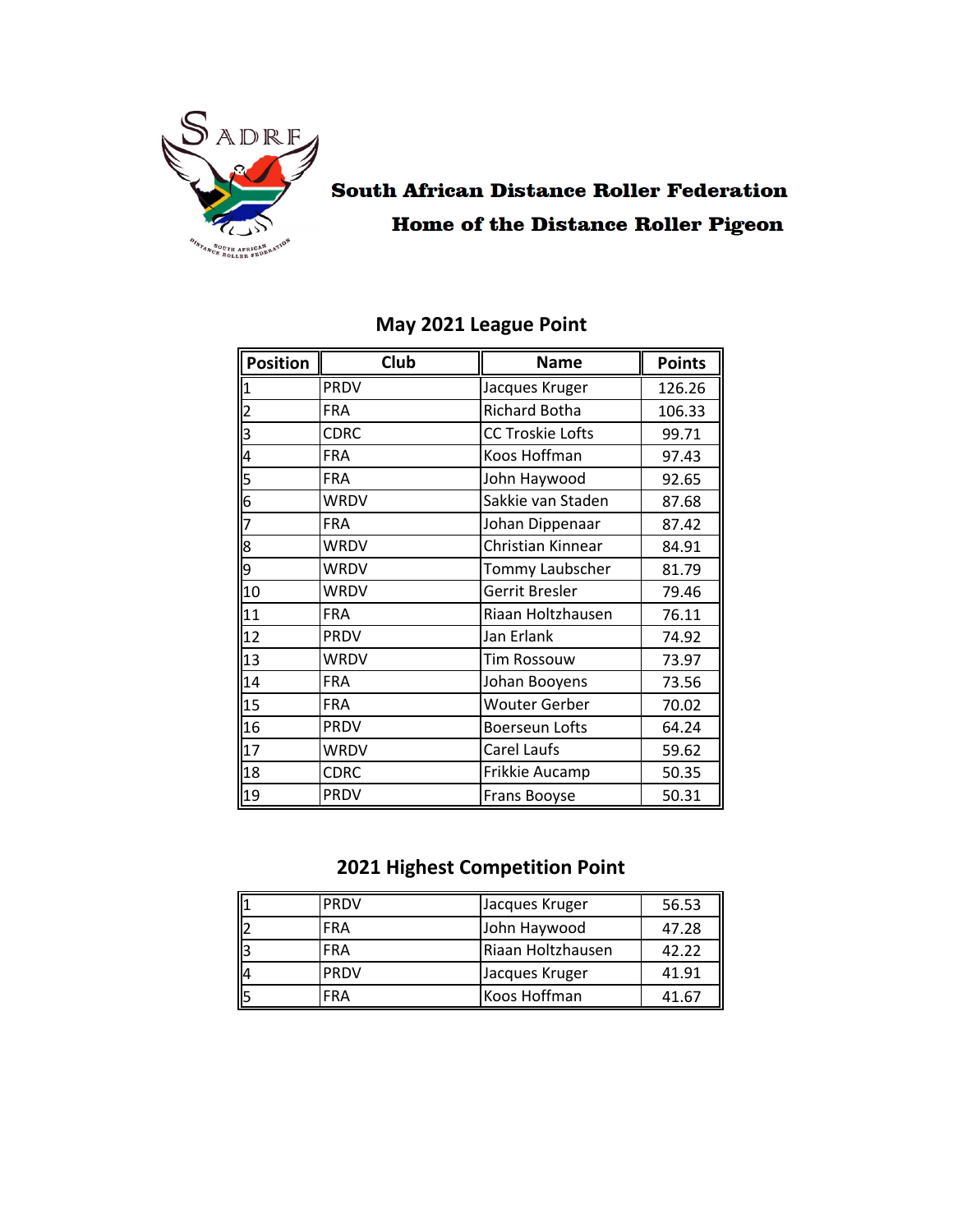South African Distance Roller Federation

Home of the Distance Roller Pigeon

## May 2021 League Point

| Position | Club | Name | Points |
|---|---|---|---|
| 1 | PRDV | Jacques Kruger | 126.26 |
| 2 | FRA | Richard Botha | 106.33 |
| 3 | CDRC | CC Troskie Lofts | 99.71 |
| 4 | FRA | Koos Hoffman | 97.43 |
| 5 | FRA | John Haywood | 92.65 |
| 6 | WRDV | Sakkie van Staden | 87.68 |
| 7 | FRA | Johan Dippenaar | 87.42 |
| 8 | WRDV | Christian Kinnear | 84.91 |
| 9 | WRDV | Tommy Laubscher | 81.79 |
| 10 | WRDV | Gerrit Bresler | 79.46 |
| 11 | FRA | Riaan Holtzhausen | 76.11 |
| 12 | PRDV | Jan Erlank | 74.92 |
| 13 | WRDV | Tim Rossouw | 73.97 |
| 14 | FRA | Johan Booyens | 73.56 |
| 15 | FRA | Wouter Gerber | 70.02 |
| 16 | PRDV | Boerseun Lofts | 64.24 |
| 17 | WRDV | Carel Laufs | 59.62 |
| 18 | CDRC | Frikkie Aucamp | 50.35 |
| 19 | PRDV | Frans Booyse | 50.31 |

## 2021 Highest Competition Point

| | | | |
|---|---|---|---|
| 1 | PRDV | Jacques Kruger | 56.53 |
| 2 | FRA | John Haywood | 47.28 |
| 3 | FRA | Riaan Holtzhausen | 42.22 |
| 4 | PRDV | Jacques Kruger | 41.91 |
| 5 | FRA | Koos Hoffman | 41.67 |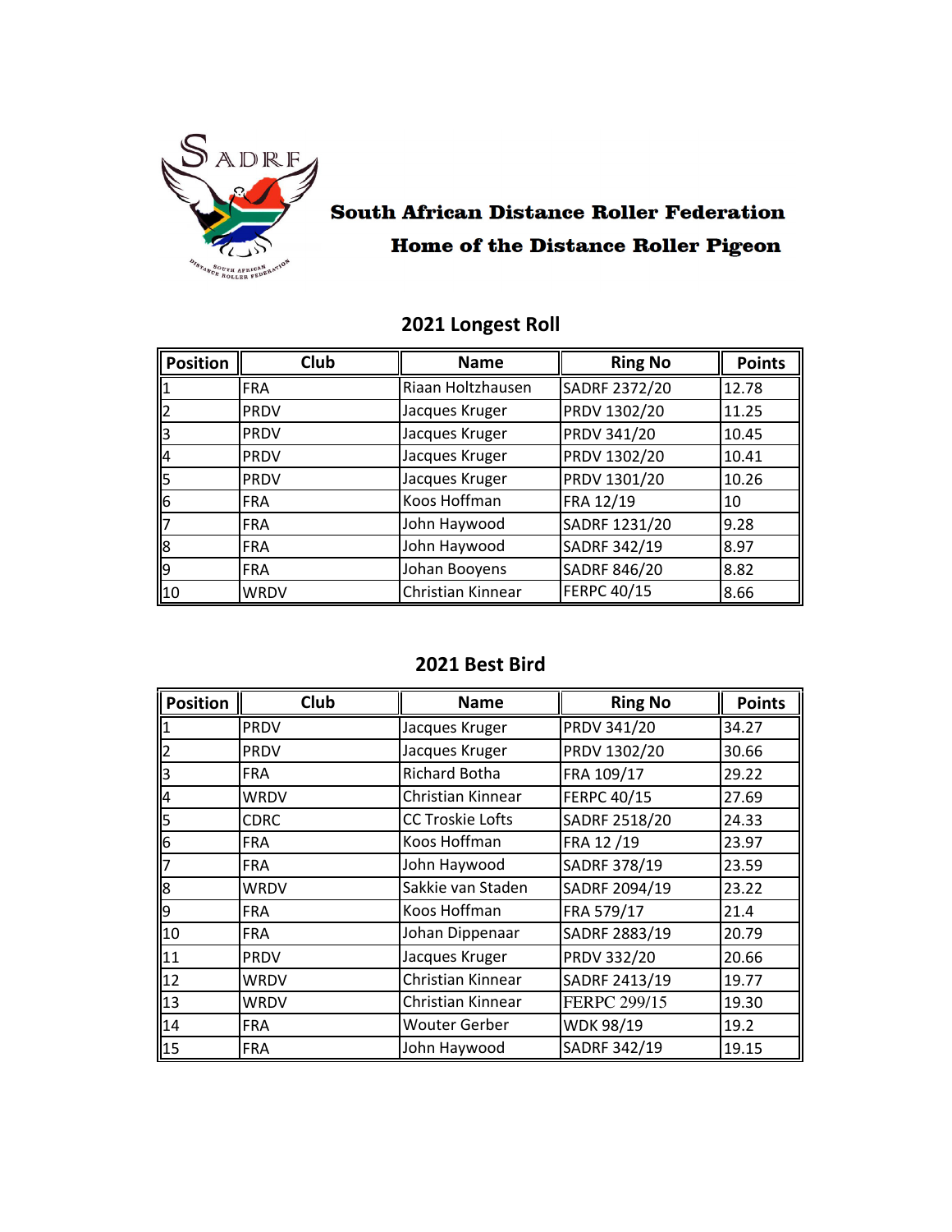**South African Distance Roller Federation**

**Home of the Distance Roller Pigeon**

## 2021 Longest Roll

| Position | Club | Name | Ring No | Points |
|---|---|---|---|---|
| 1 | FRA | Riaan Holtzhausen | SADRF 2372/20 | 12.78 |
| 2 | PRDV | Jacques Kruger | PRDV 1302/20 | 11.25 |
| 3 | PRDV | Jacques Kruger | PRDV 341/20 | 10.45 |
| 4 | PRDV | Jacques Kruger | PRDV 1302/20 | 10.41 |
| 5 | PRDV | Jacques Kruger | PRDV 1301/20 | 10.26 |
| 6 | FRA | Koos Hoffman | FRA 12/19 | 10 |
| 7 | FRA | John Haywood | SADRF 1231/20 | 9.28 |
| 8 | FRA | John Haywood | SADRF 342/19 | 8.97 |
| 9 | FRA | Johan Booyens | SADRF 846/20 | 8.82 |
| 10 | WRDV | Christian Kinnear | FERPC 40/15 | 8.66 |

## 2021 Best Bird

| Position | Club | Name | Ring No | Points |
|---|---|---|---|---|
| 1 | PRDV | Jacques Kruger | PRDV 341/20 | 34.27 |
| 2 | PRDV | Jacques Kruger | PRDV 1302/20 | 30.66 |
| 3 | FRA | Richard Botha | FRA 109/17 | 29.22 |
| 4 | WRDV | Christian Kinnear | FERPC 40/15 | 27.69 |
| 5 | CDRC | CC Troskie Lofts | SADRF 2518/20 | 24.33 |
| 6 | FRA | Koos Hoffman | FRA 12 /19 | 23.97 |
| 7 | FRA | John Haywood | SADRF 378/19 | 23.59 |
| 8 | WRDV | Sakkie van Staden | SADRF 2094/19 | 23.22 |
| 9 | FRA | Koos Hoffman | FRA 579/17 | 21.4 |
| 10 | FRA | Johan Dippenaar | SADRF 2883/19 | 20.79 |
| 11 | PRDV | Jacques Kruger | PRDV 332/20 | 20.66 |
| 12 | WRDV | Christian Kinnear | SADRF 2413/19 | 19.77 |
| 13 | WRDV | Christian Kinnear | FERPC 299/15 | 19.30 |
| 14 | FRA | Wouter Gerber | WDK 98/19 | 19.2 |
| 15 | FRA | John Haywood | SADRF 342/19 | 19.15 |